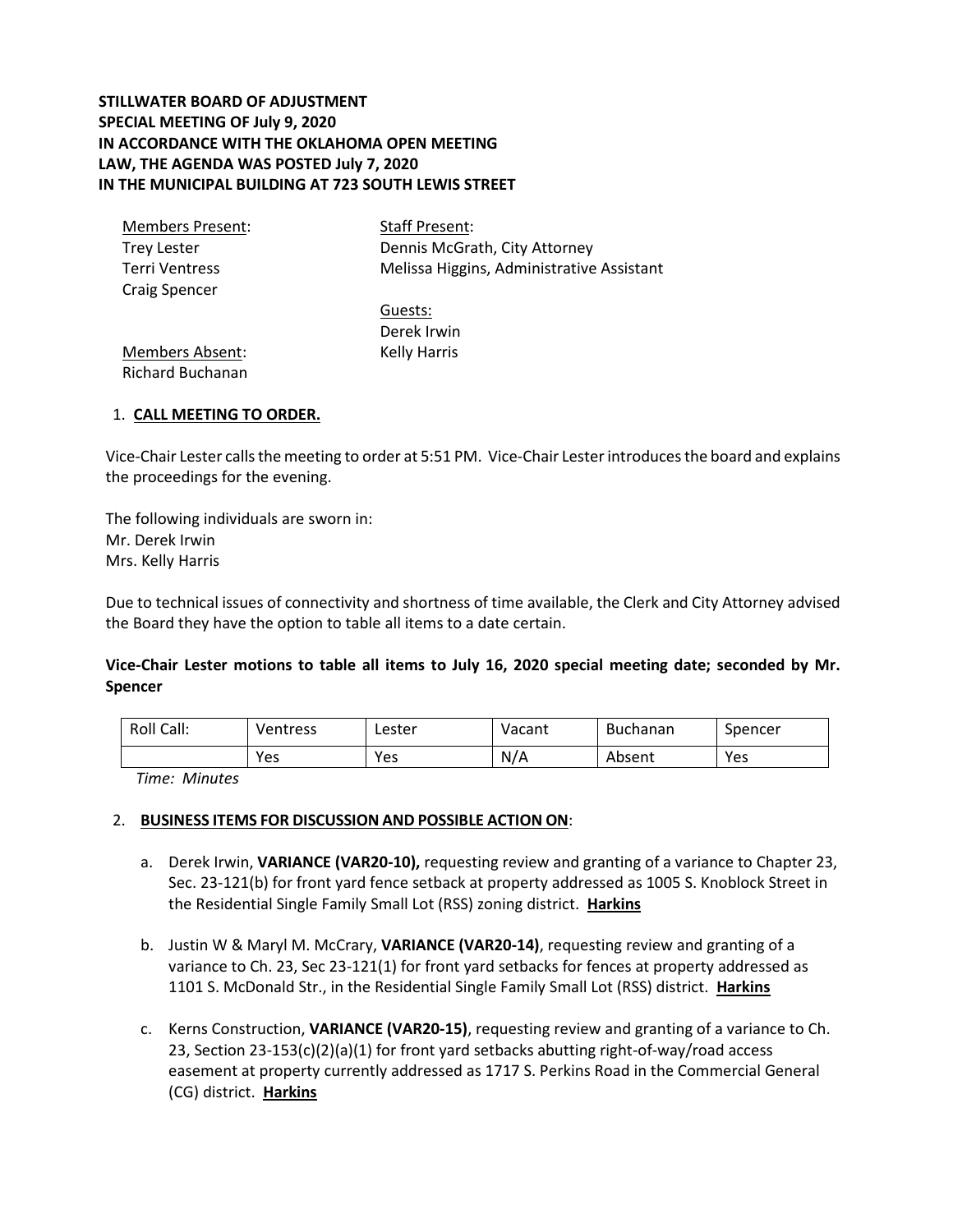**STILLWATER BOARD OF ADJUSTMENT**
**SPECIAL MEETING OF July 9, 2020**
**IN ACCORDANCE WITH THE OKLAHOMA OPEN MEETING LAW, THE AGENDA WAS POSTED July 7, 2020**
**IN THE MUNICIPAL BUILDING AT 723 SOUTH LEWIS STREET**

Members Present:
Trey Lester
Terri Ventress
Craig Spencer

Members Absent:
Richard Buchanan

Staff Present:
Dennis McGrath, City Attorney
Melissa Higgins, Administrative Assistant

Guests:
Derek Irwin
Kelly Harris

1. **CALL MEETING TO ORDER.**

Vice-Chair Lester calls the meeting to order at 5:51 PM. Vice-Chair Lester introduces the board and explains the proceedings for the evening.

The following individuals are sworn in:
Mr. Derek Irwin
Mrs. Kelly Harris

Due to technical issues of connectivity and shortness of time available, the Clerk and City Attorney advised the Board they have the option to table all items to a date certain.

**Vice-Chair Lester motions to table all items to July 16, 2020 special meeting date; seconded by Mr. Spencer**

| Roll Call: | Ventress | Lester | Vacant | Buchanan | Spencer |
|---|---|---|---|---|---|
| | Yes | Yes | N/A | Absent | Yes |

*Time: Minutes*

2. **BUSINESS ITEMS FOR DISCUSSION AND POSSIBLE ACTION ON**:

   a. Derek Irwin, **VARIANCE (VAR20-10),** requesting review and granting of a variance to Chapter 23, Sec. 23-121(b) for front yard fence setback at property addressed as 1005 S. Knoblock Street in the Residential Single Family Small Lot (RSS) zoning district. **Harkins**

   b. Justin W & Maryl M. McCrary, **VARIANCE (VAR20-14)**, requesting review and granting of a variance to Ch. 23, Sec 23-121(1) for front yard setbacks for fences at property addressed as 1101 S. McDonald Str., in the Residential Single Family Small Lot (RSS) district. **Harkins**

   c. Kerns Construction, **VARIANCE (VAR20-15)**, requesting review and granting of a variance to Ch. 23, Section 23-153(c)(2)(a)(1) for front yard setbacks abutting right-of-way/road access easement at property currently addressed as 1717 S. Perkins Road in the Commercial General (CG) district. **Harkins**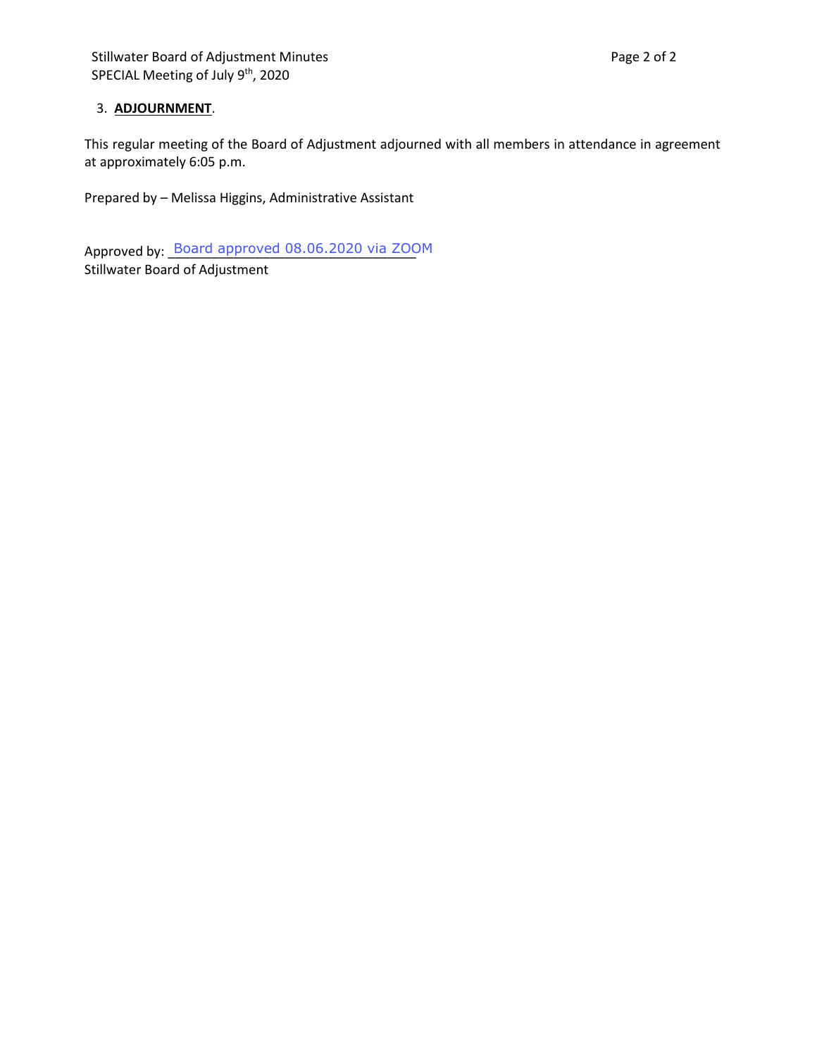3. **ADJOURNMENT**.

This regular meeting of the Board of Adjustment adjourned with all members in attendance in agreement at approximately 6:05 p.m.

Prepared by – Melissa Higgins, Administrative Assistant

Approved by: Board approved 08.06.2020 via ZOOM
Stillwater Board of Adjustment